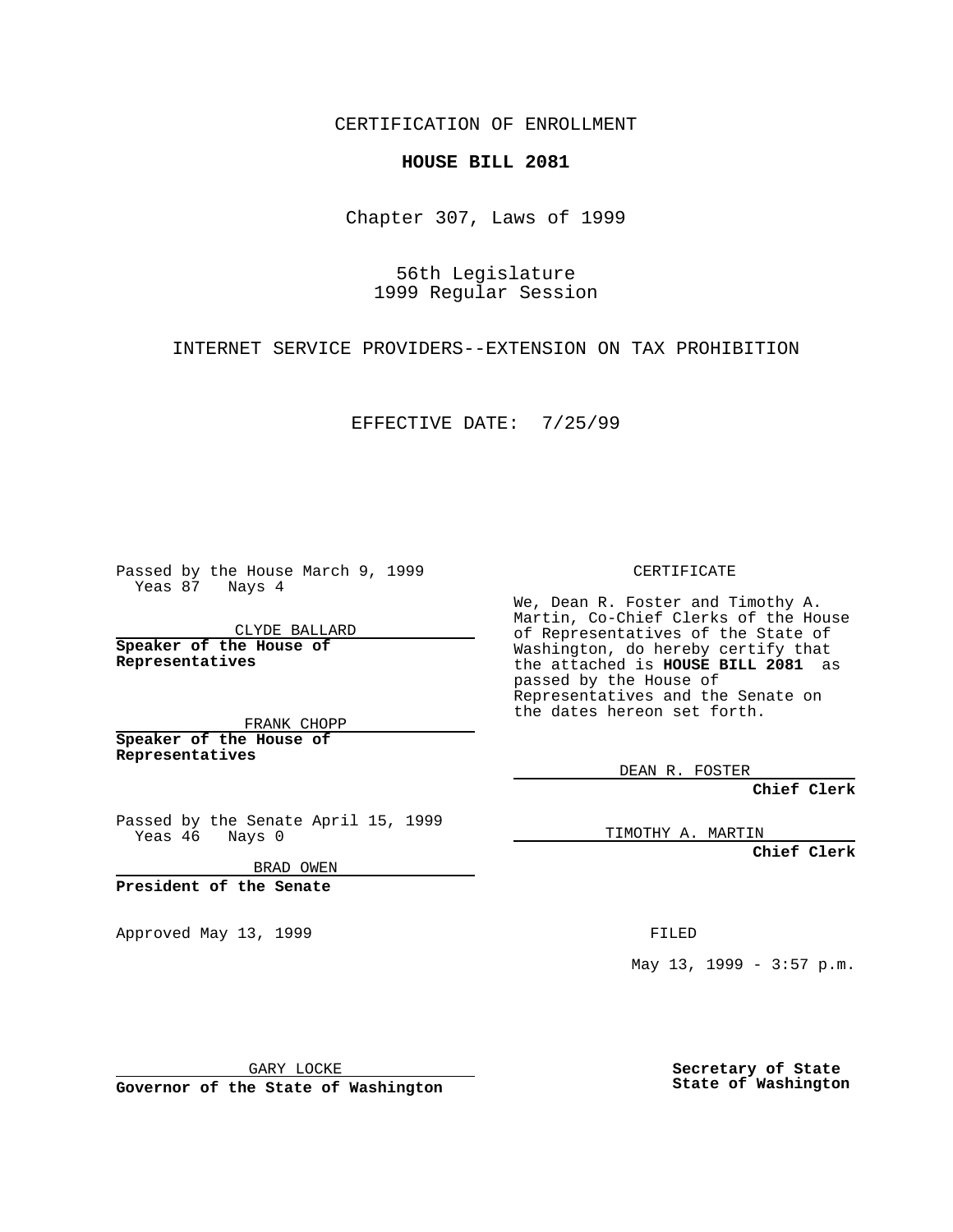CERTIFICATION OF ENROLLMENT

**HOUSE BILL 2081**

Chapter 307, Laws of 1999

56th Legislature
1999 Regular Session

INTERNET SERVICE PROVIDERS--EXTENSION ON TAX PROHIBITION

EFFECTIVE DATE: 7/25/99

Passed by the House March 9, 1999
Yeas 87 Nays 4

CLYDE BALLARD

**Speaker of the House of Representatives**

FRANK CHOPP

**Speaker of the House of Representatives**

Passed by the Senate April 15, 1999
Yeas 46 Nays 0

BRAD OWEN

**President of the Senate**

Approved May 13, 1999

GARY LOCKE

**Governor of the State of Washington**

CERTIFICATE

We, Dean R. Foster and Timothy A. Martin, Co-Chief Clerks of the House of Representatives of the State of Washington, do hereby certify that the attached is **HOUSE BILL 2081** as passed by the House of Representatives and the Senate on the dates hereon set forth.

DEAN R. FOSTER

**Chief Clerk**

TIMOTHY A. MARTIN

**Chief Clerk**

FILED

May 13, 1999 - 3:57 p.m.

**Secretary of State**
**State of Washington**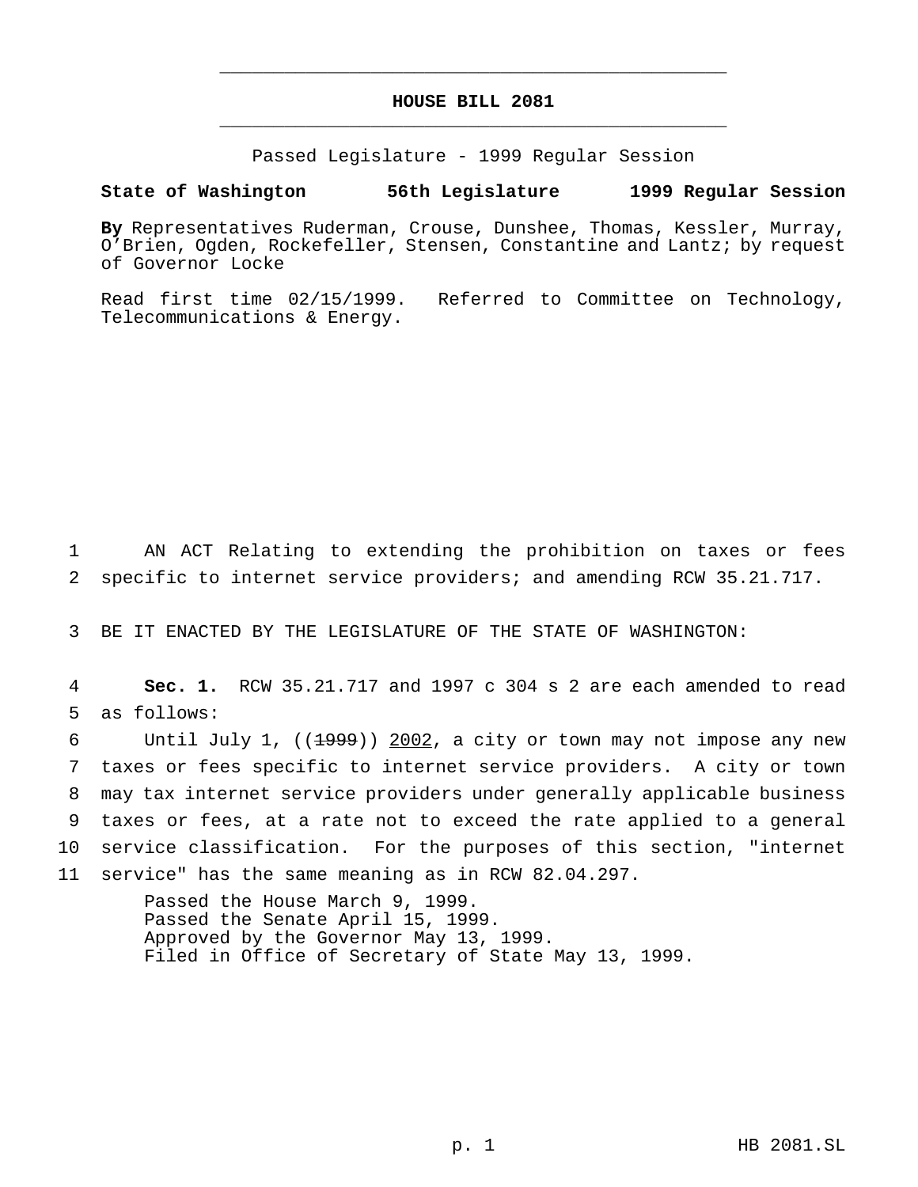# HOUSE BILL 2081

Passed Legislature - 1999 Regular Session

**State of Washington 56th Legislature 1999 Regular Session**

**By** Representatives Ruderman, Crouse, Dunshee, Thomas, Kessler, Murray, O'Brien, Ogden, Rockefeller, Stensen, Constantine and Lantz; by request of Governor Locke

Read first time 02/15/1999. Referred to Committee on Technology, Telecommunications & Energy.

1 AN ACT Relating to extending the prohibition on taxes or fees
2 specific to internet service providers; and amending RCW 35.21.717.

3 BE IT ENACTED BY THE LEGISLATURE OF THE STATE OF WASHINGTON:

4 **Sec. 1.** RCW 35.21.717 and 1997 c 304 s 2 are each amended to read
5 as follows:

6 Until July 1, ((~~1999~~)) <u>2002</u>, a city or town may not impose any new
7 taxes or fees specific to internet service providers. A city or town
8 may tax internet service providers under generally applicable business
9 taxes or fees, at a rate not to exceed the rate applied to a general
10 service classification. For the purposes of this section, "internet
11 service" has the same meaning as in RCW 82.04.297.

Passed the House March 9, 1999.
Passed the Senate April 15, 1999.
Approved by the Governor May 13, 1999.
Filed in Office of Secretary of State May 13, 1999.